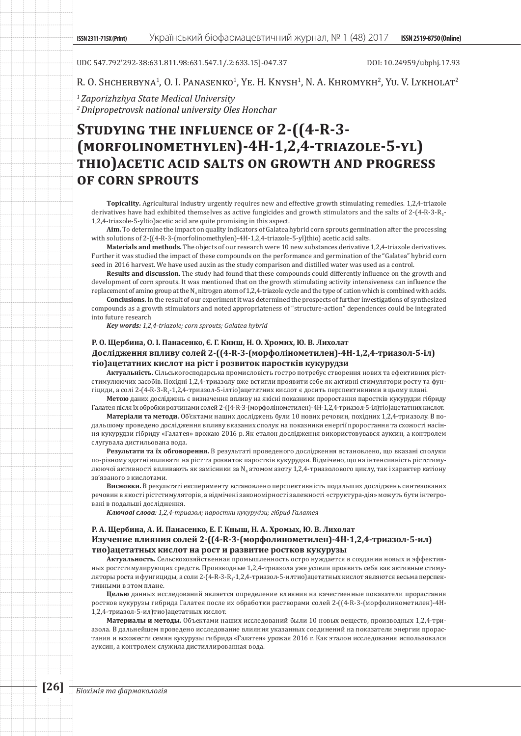UDC 547.792'292-38:631.811.98:631.547.1/.2:633.15]-047.37

DOI: 10.24959/ubphj.17.93

R. O. Shcherbyna[1], O. I. Panasenko[1], Ye. H. Knysh[1], N. A. Khromykh[2], Yu. V. Lykholat[2]

*[1] Zaporizhzhya State Medical University*
*[2] Dnipropetrovsk national university Oles Honchar*

# Studying the influence of 2-((4-R-3-(morfolinomethylen)-4H-1,2,4-triazole-5-yl)thio)acetic acid salts on growth and progress of corn sprouts

**Topicality.** Agricultural industry urgently requires new and effective growth stimulating remedies. 1,2,4-triazole derivatives have had exhibited themselves as active fungicides and growth stimulators and the salts of 2-(4-R-3-$R_1$-1,2,4-triazole-5-yltio)acetic acid are quite promising in this aspect.

**Aim.** To determine the impact on quality indicators of Galatea hybrid corn sprouts germination after the processing with solutions of 2-((4-R-3-(morfolinomethylen)-4H-1,2,4-triazole-5-yl)thio) acetic acid salts.

**Materials and methods.** The objects of our research were 10 new substances derivative 1,2,4-triazole derivatives. Further it was studied the impact of these compounds on the performance and germination of the "Galatea" hybrid corn seed in 2016 harvest. We have used auxin as the study comparison and distilled water was used as a control.

**Results and discussion.** The study had found that these compounds could differently influence on the growth and development of corn sprouts. It was mentioned that on the growth stimulating activity intensiveness can influence the replacement of amino group at the $N_4$ nitrogen atom of 1,2,4-triazole cycle and the type of cation which is combined with acids.

**Conclusions.** In the result of our experiment it was determined the prospects of further investigations of synthesized compounds as a growth stimulators and noted appropriateness of "structure-action" dependences could be integrated into future research

***Key words:*** *1,2,4-triazole; corn sprouts; Galatea hybrid*

**Р. О. Щербина, О. І. Панасенко, Є. Г. Книш, Н. О. Хромих, Ю. В. Лихолат**

### Дослідження впливу солей 2-((4-R-3-(морфолінометилен)-4Н-1,2,4-триазол-5-іл) тіо)ацетатних кислот на ріст і розвиток паростків кукурудзи

**Актуальність.** Сільськогосподарська промисловість гостро потребує створення нових та ефективних рістстимулюючих засобів. Похідні 1,2,4-триазолу вже встигли проявити себе як активні стимулятори росту та фунгіциди, а солі 2-(4-R-3-$R_1$-1,2,4-триазол-5-ілтіо)ацетатних кислот є досить перспективними в цьому плані.

**Метою** даних досліджень є визначення впливу на якісні показники проростання паростків кукурудзи гібриду Галатея після їх обробки розчинами солей 2-((4-R-3-(морфоліномeтилен)-4Н-1,2,4-триазол-5-іл)тіо)ацетатних кислот.

**Матеріали та методи.** Об'єктами наших досліджень були 10 нових речовин, похідних 1,2,4-триазолу. В подальшому проведено дослідження впливу вказаних сполук на показники енергії проростання та схожості насіння кукурудзи гібриду «Галатея» врожаю 2016 р. Як еталон дослідження використовувався ауксин, а контролем слугувала дистильована вода.

**Результати та їх обговорення.** В результаті проведеного дослідження встановлено, що вказані сполуки по-різному здатні впливати на ріст та розвиток паростків кукурудзи. Відмічено, що на інтенсивність рістстимулюючої активності впливають як замісники за $N_4$ атомом азоту 1,2,4-триазолового циклу, так і характер катіону зв'язаного з кислотами.

**Висновки.** В результаті експерименту встановлено перспективність подальших досліджень синтезованих речовин в якості рістстимуляторів, а відмічені закономірності залежності «структура-дія» можуть бути інтегровані в подальші дослідження.

***Ключові слова****: 1,2,4-триазол; паростки кукурудзи; гібрид Галатея*

**Р. А. Щербина, А. И. Панасенко, Е. Г. Кныш, Н. А. Хромых, Ю. В. Лихолат**

### Изучение влияния солей 2-((4-R-3-(морфолинометилен)-4Н-1,2,4-триазол-5-ил) тио)ацетатных кислот на рост и развитие ростков кукурузы

**Актуальность.** Сельскохозяйственная промышленность остро нуждается в создании новых и эффективных ростстимулирующих средств. Производные 1,2,4-триазола уже успели проявить себя как активные стимуляторы роста и фунгициды, а соли 2-(4-R-3-$R_1$-1,2,4-триазол-5-илтио)ацетатных кислот являются весьма перспективными в этом плане.

**Целью** данных исследований является определение влияния на качественные показатели прорастания ростков кукурузы гибрида Галатея после их обработки растворами солей 2-((4-R-3-(морфолинометилен)-4Н-1,2,4-триазол-5-ил)тио)ацетатных кислот.

**Материалы и методы.** Объектами наших исследований были 10 новых веществ, производных 1,2,4-триазола. В дальнейшем проведено исследование влияния указанных соединений на показатели энергии прорастания и всхожести семян кукурузы гибрида «Галатея» урожая 2016 г. Как эталон исследования использовался ауксин, а контролем служила дистиллированная вода.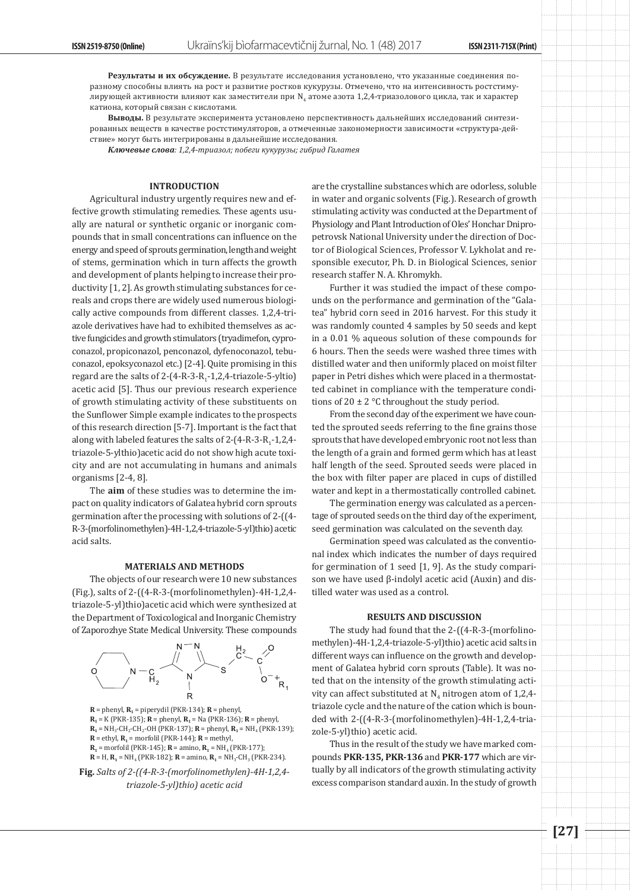**Результаты и их обсуждение.** В результате исследования установлено, что указанные соединения поразному способны влиять на рост и развитие ростков кукурузы. Отмечено, что на интенсивность ростстимулирующей активности влияют как заместители при $N_4$ атоме азота 1,2,4-триазолового цикла, так и характер катиона, который связан с кислотами.

**Выводы.** В результате эксперимента установлено перспективность дальнейших исследований синтезированных веществ в качестве ростстимуляторов, а отмеченные закономерности зависимости «структура-действие» могут быть интегрированы в дальнейшие исследования.

***Ключевые слова**: 1,2,4-триазол; побеги кукурузы; гибрид Галатея*

## INTRODUCTION

Agricultural industry urgently requires new and effective growth stimulating remedies. These agents usually are natural or synthetic organic or inorganic compounds that in small concentrations can influence on the energy and speed of sprouts germination, length and weight of stems, germination which in turn affects the growth and development of plants helping to increase their productivity [1, 2]. As growth stimulating substances for cereals and crops there are widely used numerous biologically active compounds from different classes. 1,2,4-triazole derivatives have had to exhibited themselves as active fungicides and growth stimulators (tryadimefon, cyproconazol, propiconazol, penconazol, dyfenoconazol, tebuconazol, epoksyconazol etc.) [2-4]. Quite promising in this regard are the salts of 2-(4-R-3-$R_1$-1,2,4-triazole-5-yltio) acetic acid [5]. Thus our previous research experience of growth stimulating activity of these substituents on the Sunflower Simple example indicates to the prospects of this research direction [5-7]. Important is the fact that along with labeled features the salts of 2-(4-R-3-$R_1$-1,2,4-triazole-5-ylthio)acetic acid do not show high acute toxicity and are not accumulating in humans and animals organisms [2-4, 8].

The **aim** of these studies was to determine the impact on quality indicators of Galatea hybrid corn sprouts germination after the processing with solutions of 2-((4-R-3-(morfolinomethylen)-4H-1,2,4-triazole-5-yl)thio) acetic acid salts.

## MATERIALS AND METHODS

The objects of our research were 10 new substances (Fig.), salts of 2-((4-R-3-(morfolinomethylen)-4H-1,2,4-triazole-5-yl)thio)acetic acid which were synthesized at the Department of Toxicological and Inorganic Chemistry of Zaporozhye State Medical University. These compounds

**R** = phenyl, **$R_1$** = piperydil (PKR-134); **R** = phenyl, **$R_1$** = K (PKR-135); **R** = phenyl, **$R_1$** = Na (PKR-136); **R** = phenyl, **$R_1$** = $NH_2$-$CH_2$-$CH_2$-OH (PKR-137); **R** = phenyl, **$R_1$** = $NH_4$ (PKR-139); **R** = ethyl, **$R_1$** = morfolil (PKR-144); **R** = methyl, **$R_1$** = morfolil (PKR-145); **R** = amino, **$R_1$** = $NH_4$ (PKR-177); **R** = H, **$R_1$** = $NH_4$ (PKR-182); **R** = amino, **$R_1$** = $NH_3$-$CH_3$ (PKR-234).

**Fig.** *Salts of 2-((4-R-3-(morfolinomethylen)-4H-1,2,4-triazole-5-yl)thio) acetic acid*

are the crystalline substances which are odorless, soluble in water and organic solvents (Fig.). Research of growth stimulating activity was conducted at the Department of Physiology and Plant Introduction of Oles' Honchar Dnipropetrovsk National University under the direction of Doctor of Biological Sciences, Professor V. Lykholat and responsible executor, Ph. D. in Biological Sciences, senior research staffer N. A. Khromykh.

Further it was studied the impact of these compounds on the performance and germination of the "Galatea" hybrid corn seed in 2016 harvest. For this study it was randomly counted 4 samples by 50 seeds and kept in a 0.01 % aqueous solution of these compounds for 6 hours. Then the seeds were washed three times with distilled water and then uniformly placed on moist filter paper in Petri dishes which were placed in a thermostatted cabinet in compliance with the temperature conditions of 20 ± 2 °C throughout the study period.

From the second day of the experiment we have counted the sprouted seeds referring to the fine grains those sprouts that have developed embryonic root not less than the length of a grain and formed germ which has at least half length of the seed. Sprouted seeds were placed in the box with filter paper are placed in cups of distilled water and kept in a thermostatically controlled cabinet.

The germination energy was calculated as a percentage of sprouted seeds on the third day of the experiment, seed germination was calculated on the seventh day.

Germination speed was calculated as the conventional index which indicates the number of days required for germination of 1 seed [1, 9]. As the study comparison we have used β-indolyl acetic acid (Auxin) and distilled water was used as a control.

## RESULTS AND DISCUSSION

The study had found that the 2-((4-R-3-(morfolinomethylen)-4H-1,2,4-triazole-5-yl)thio) acetic acid salts in different ways can influence on the growth and development of Galatea hybrid corn sprouts (Table). It was noted that on the intensity of the growth stimulating activity can affect substituted at $N_4$ nitrogen atom of 1,2,4-triazole cycle and the nature of the cation which is bounded with 2-((4-R-3-(morfolinomethylen)-4H-1,2,4-triazole-5-yl)thio) acetic acid.

Thus in the result of the study we have marked compounds **PKR-135, PKR-136** and **PKR-177** which are virtually by all indicators of the growth stimulating activity excess comparison standard auxin. In the study of growth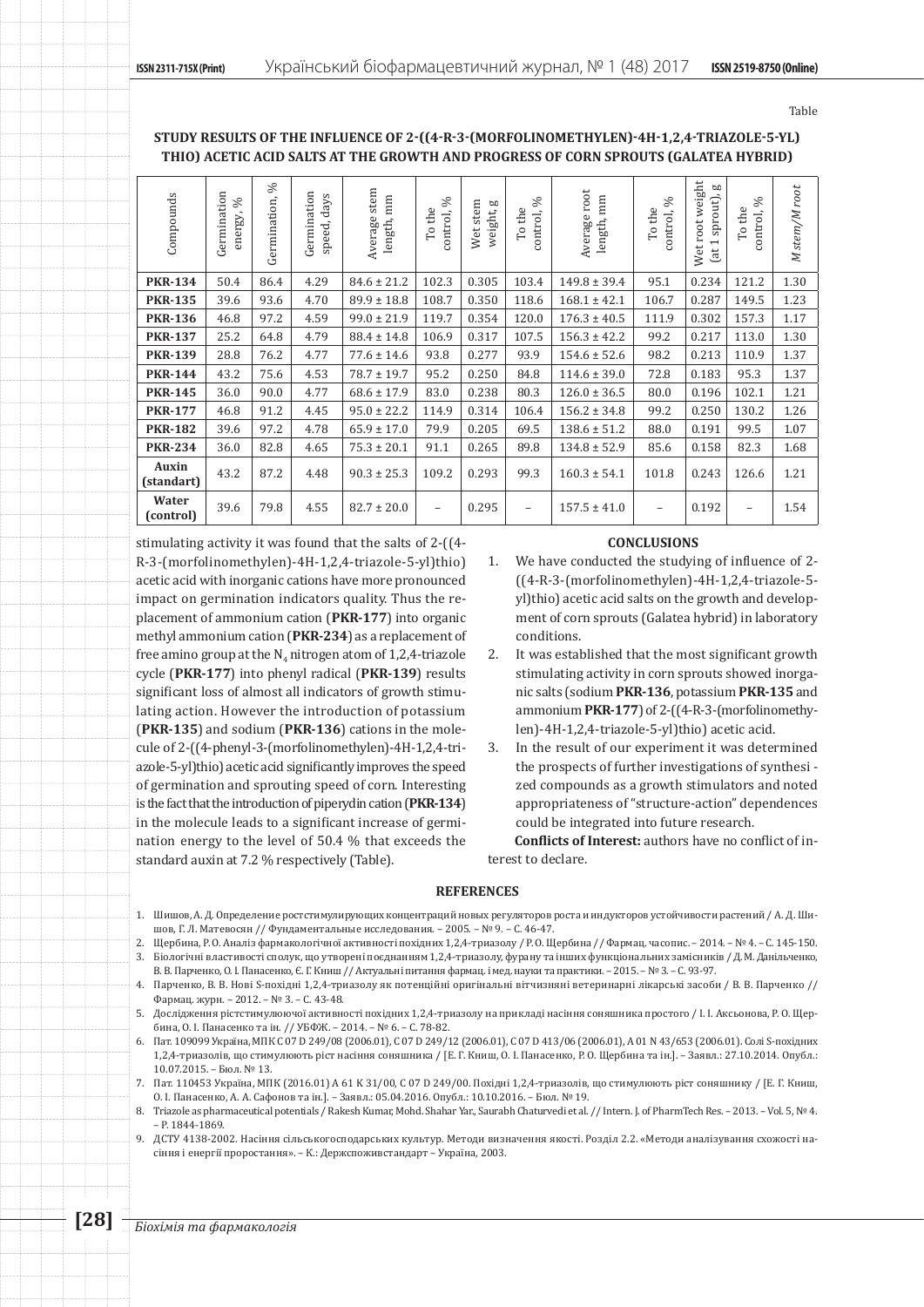Table

**STUDY RESULTS OF THE INFLUENCE OF 2-((4-R-3-(MORFOLINOMETHYLEN)-4H-1,2,4-TRIAZOLE-5-YL) THIO) ACETIC ACID SALTS AT THE GROWTH AND PROGRESS OF CORN SPROUTS (GALATEA HYBRID)**

| Compounds | Germination energy, % | Germination, % | Germination speed, days | Average stem length, mm | To the control, % | Wet stem weight, g | To the control, % | Average root length, mm | To the control, % | Wet root weight (at 1 sprout), g | To the control, % | M stem/M root |
|---|---|---|---|---|---|---|---|---|---|---|---|---|
| **PKR-134** | 50.4 | 86.4 | 4.29 | 84.6 ± 21.2 | 102.3 | 0.305 | 103.4 | 149.8 ± 39.4 | 95.1 | 0.234 | 121.2 | 1.30 |
| **PKR-135** | 39.6 | 93.6 | 4.70 | 89.9 ± 18.8 | 108.7 | 0.350 | 118.6 | 168.1 ± 42.1 | 106.7 | 0.287 | 149.5 | 1.23 |
| **PKR-136** | 46.8 | 97.2 | 4.59 | 99.0 ± 21.9 | 119.7 | 0.354 | 120.0 | 176.3 ± 40.5 | 111.9 | 0.302 | 157.3 | 1.17 |
| **PKR-137** | 25.2 | 64.8 | 4.79 | 88.4 ± 14.8 | 106.9 | 0.317 | 107.5 | 156.3 ± 42.2 | 99.2 | 0.217 | 113.0 | 1.30 |
| **PKR-139** | 28.8 | 76.2 | 4.77 | 77.6 ± 14.6 | 93.8 | 0.277 | 93.9 | 154.6 ± 52.6 | 98.2 | 0.213 | 110.9 | 1.37 |
| **PKR-144** | 43.2 | 75.6 | 4.53 | 78.7 ± 19.7 | 95.2 | 0.250 | 84.8 | 114.6 ± 39.0 | 72.8 | 0.183 | 95.3 | 1.37 |
| **PKR-145** | 36.0 | 90.0 | 4.77 | 68.6 ± 17.9 | 83.0 | 0.238 | 80.3 | 126.0 ± 36.5 | 80.0 | 0.196 | 102.1 | 1.21 |
| **PKR-177** | 46.8 | 91.2 | 4.45 | 95.0 ± 22.2 | 114.9 | 0.314 | 106.4 | 156.2 ± 34.8 | 99.2 | 0.250 | 130.2 | 1.26 |
| **PKR-182** | 39.6 | 97.2 | 4.78 | 65.9 ± 17.0 | 79.9 | 0.205 | 69.5 | 138.6 ± 51.2 | 88.0 | 0.191 | 99.5 | 1.07 |
| **PKR-234** | 36.0 | 82.8 | 4.65 | 75.3 ± 20.1 | 91.1 | 0.265 | 89.8 | 134.8 ± 52.9 | 85.6 | 0.158 | 82.3 | 1.68 |
| **Auxin (standart)** | 43.2 | 87.2 | 4.48 | 90.3 ± 25.3 | 109.2 | 0.293 | 99.3 | 160.3 ± 54.1 | 101.8 | 0.243 | 126.6 | 1.21 |
| **Water (control)** | 39.6 | 79.8 | 4.55 | 82.7 ± 20.0 | – | 0.295 | – | 157.5 ± 41.0 | – | 0.192 | – | 1.54 |

stimulating activity it was found that the salts of 2-((4-R-3-(morfolinomethylen)-4H-1,2,4-triazole-5-yl)thio) acetic acid with inorganic cations have more pronounced impact on germination indicators quality. Thus the replacement of ammonium cation (**PKR-177**) into organic methyl ammonium cation (**PKR-234**) as a replacement of free amino group at the $N_4$ nitrogen atom of 1,2,4-triazole cycle (**PKR-177**) into phenyl radical (**PKR-139**) results significant loss of almost all indicators of growth stimulating action. However the introduction of potassium (**PKR-135**) and sodium (**PKR-136**) cations in the molecule of 2-((4-phenyl-3-(morfolinomethylen)-4H-1,2,4-triazole-5-yl)thio) acetic acid significantly improves the speed of germination and sprouting speed of corn. Interesting is the fact that the introduction of piperydin cation (**PKR-134**) in the molecule leads to a significant increase of germination energy to the level of 50.4 % that exceeds the standard auxin at 7.2 % respectively (Table).

## CONCLUSIONS

1. We have conducted the studying of influence of 2-((4-R-3-(morfolinomethylen)-4H-1,2,4-triazole-5-yl)thio) acetic acid salts on the growth and development of corn sprouts (Galatea hybrid) in laboratory conditions.
2. It was established that the most significant growth stimulating activity in corn sprouts showed inorganic salts (sodium **PKR-136**, potassium **PKR-135** and ammonium **PKR-177**) of 2-((4-R-3-(morfolinomethylen)-4H-1,2,4-triazole-5-yl)thio) acetic acid.
3. In the result of our experiment it was determined the prospects of further investigations of synthesized compounds as a growth stimulators and noted appropriateness of "structure-action" dependences could be integrated into future research.

**Conflicts of Interest:** authors have no conflict of interest to declare.

## REFERENCES

1. Шишов, А. Д. Определение ростстимулирующих концентраций новых регуляторов роста и индукторов устойчивости растений / А. Д. Шишов, Г. Л. Матевосян // Фундаментальные исследования. – 2005. – № 9. – С. 46-47.
2. Щербина, Р. О. Аналіз фармакологічної активності похідних 1,2,4-триазолу / Р. О. Щербина // Фармац. часопис. – 2014. – № 4. – С. 145-150.
3. Біологічні властивості сполук, що утворені поєднанням 1,2,4-триазолу, фурану та інших функціональних замісників / Д. М. Данільченко, В. В. Парченко, О. І. Панасенко, Є. Г. Книш // Актуальні питання фармац. і мед. науки та практики. – 2015. – № 3. – С. 93-97.
4. Парченко, В. В. Нові S-похідні 1,2,4-триазолу як потенційні оригінальні вітчизняні ветеринарні лікарські засоби / В. В. Парченко // Фармац. журн. – 2012. – № 3. – С. 43-48.
5. Дослідження рістстимулюючої активності похідних 1,2,4-триазолу на прикладі насіння соняшника простого / І. І. Аксьонова, Р. О. Щербина, О. І. Панасенко та ін. // УБФЖ. – 2014. – № 6. – С. 78-82.
6. Пат. 109099 Україна, МПК С 07 D 249/08 (2006.01), С 07 D 249/12 (2006.01), С 07 D 413/06 (2006.01), А 01 N 43/653 (2006.01). Солі S-похідних 1,2,4-триазолів, що стимулюють ріст насіння соняшника / [Е. Г. Книш, О. І. Панасенко, Р. О. Щербина та ін.]. – Заявл.: 27.10.2014. Опубл.: 10.07.2015. – Бюл. № 13.
7. Пат. 110453 Україна, МПК (2016.01) А 61 К 31/00, С 07 D 249/00. Похідні 1,2,4-триазолів, що стимулюють ріст соняшнику / [Е. Г. Книш, О. І. Панасенко, А. А. Сафонов та ін.]. – Заявл.: 05.04.2016. Опубл.: 10.10.2016. – Бюл. № 19.
8. Triazole as pharmaceutical potentials / Rakesh Kumar, Mohd. Shahar Yar., Saurabh Chaturvedi et al. // Intern. J. of PharmTech Res. – 2013. – Vol. 5, № 4. – P. 1844-1869.
9. ДСТУ 4138-2002. Насіння сільськогосподарських культур. Методи визначення якості. Розділ 2.2. «Методи аналізування схожості насіння і енергії проростання». – К.: Держспоживстандарт – Україна, 2003.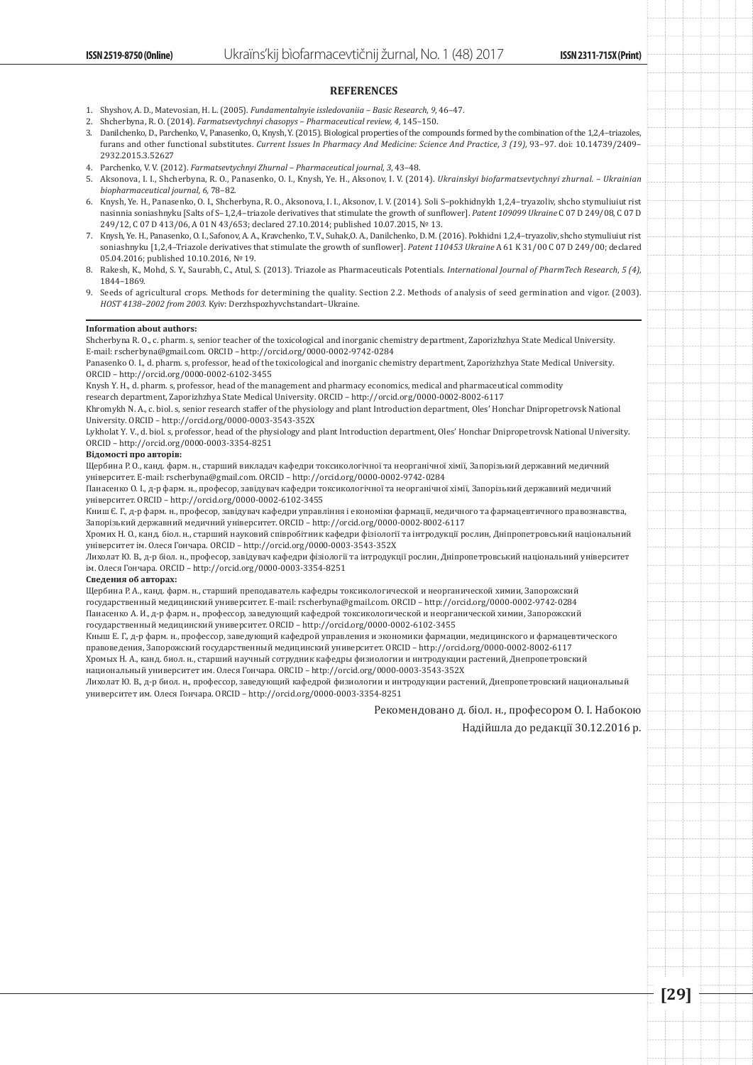## REFERENCES

1. Shyshov, A. D., Matevosian, H. L. (2005). *Fundamentalnyie issledovaniia – Basic Research, 9*, 46–47.
2. Shcherbyna, R. O. (2014). *Farmatsevtychnyi chasopys – Pharmaceutical review, 4*, 145–150.
3. Danilchenko, D., Parchenko, V., Panasenko, O., Knysh, Y. (2015). Biological properties of the compounds formed by the combination of the 1,2,4–triazoles, furans and other functional substitutes. *Current Issues In Pharmacy And Medicine: Science And Practice, 3 (19)*, 93–97. doi: 10.14739/2409–2932.2015.3.52627
4. Parchenko, V. V. (2012). *Farmatsevtychnyi Zhurnal – Pharmaceutical journal, 3*, 43–48.
5. Aksonova, I. I., Shcherbyna, R. O., Panasenko, O. I., Knysh, Ye. H., Aksonov, I. V. (2014). *Ukrainskyi biofarmatsevtychnyi zhurnal. – Ukrainian biopharmaceutical journal, 6*, 78–82.
6. Knysh, Ye. H., Panasenko, O. I., Shcherbyna, R. O., Aksonova, I. I., Aksonov, I. V. (2014). Soli S–pokhidnykh 1,2,4–tryazoliv, shcho stymuliuiut rist nasinnia soniashnyku [Salts of S–1,2,4–triazole derivatives that stimulate the growth of sunflower]. *Patent 109099 Ukraine* C 07 D 249/08, C 07 D 249/12, C 07 D 413/06, A 01 N 43/653; declared 27.10.2014; published 10.07.2015, № 13.
7. Knysh, Ye. H., Panasenko, O. I., Safonov, A. A., Kravchenko, T. V., Suhak,O. A., Danilchenko, D. M. (2016). Pokhidni 1,2,4–tryazoliv, shcho stymuliuiut rist soniashnyku [1,2,4–Triazole derivatives that stimulate the growth of sunflower]. *Patent 110453 Ukraine* A 61 K 31/00 C 07 D 249/00; declared 05.04.2016; published 10.10.2016, № 19.
8. Rakesh, K., Mohd, S. Y., Saurabh, C., Atul, S. (2013). Triazole as Pharmaceuticals Potentials. *International Journal of PharmTech Research, 5 (4)*, 1844–1869.
9. Seeds of agricultural crops. Methods for determining the quality. Section 2.2. Methods of analysis of seed germination and vigor. (2003). *HOST 4138–2002 from 2003*. Kyiv: Derzhspozhyvchstandart–Ukraine.

**Information about authors:**

Shcherbyna R. O., c. pharm. s, senior teacher of the toxicological and inorganic chemistry department, Zaporizhzhya State Medical University. E-mail: rscherbyna@gmail.com. ORCID – http://orcid.org/0000-0002-9742-0284

Panasenko O. I., d. pharm. s, professor, head of the toxicological and inorganic chemistry department, Zaporizhzhya State Medical University. ORCID – http://orcid.org/0000-0002-6102-3455

Knysh Y. H., d. pharm. s, professor, head of the management and pharmacy economics, medical and pharmaceutical commodity research department, Zaporizhzhya State Medical University. ORCID – http://orcid.org/0000-0002-8002-6117

Khromykh N. A., c. biol. s, senior research staffer of the physiology and plant Introduction department, Oles' Honchar Dnipropetrovsk National University. ORCID – http://orcid.org/0000-0003-3543-352X

Lykholat Y. V., d. biol. s, professor, head of the physiology and plant Introduction department, Oles' Honchar Dnipropetrovsk National University. ORCID – http://orcid.org/0000-0003-3354-8251

**Відомості про авторів:**

Щербина Р. О., канд. фарм. н., старший викладач кафедри токсикологічної та неорганічної хімії, Запорізький державний медичний університет. E-mail: rscherbyna@gmail.com. ORCID – http://orcid.org/0000-0002-9742-0284

Панасенко О. І., д-р фарм. н., професор, завідувач кафедри токсикологічної та неорганічної хімії, Запорізький державний медичний університет. ORCID – http://orcid.org/0000-0002-6102-3455

Книш Є. Г., д-р фарм. н., професор, завідувач кафедри управління і економіки фармації, медичного та фармацевтичного правознавства, Запорізький державний медичний університет. ORCID – http://orcid.org/0000-0002-8002-6117

Хромих Н. О., канд. біол. н., старший науковий співробітник кафедри фізіології та інтродукції рослин, Дніпропетровський національний університет ім. Олеся Гончара. ORCID – http://orcid.org/0000-0003-3543-352X

Лихолат Ю. В., д-р біол. н., професор, завідувач кафедри фізіології та інтродукції рослин, Дніпропетровський національний університет ім. Олеся Гончара. ORCID – http://orcid.org/0000-0003-3354-8251

**Сведения об авторах:**

Щербина Р. А., канд. фарм. н., старший преподаватель кафедры токсикологической и неорганической химии, Запорожский государственный медицинский университет. E-mail: rscherbyna@gmail.com. ORCID – http://orcid.org/0000-0002-9742-0284

Панасенко А. И., д-р фарм. н., профессор, заведующий кафедрой токсикологической и неорганической химии, Запорожский государственный медицинский университет. ORCID – http://orcid.org/0000-0002-6102-3455

Кныш Е. Г., д-р фарм. н., профессор, заведующий кафедрой управления и экономики фармации, медицинского и фармацевтического правоведения, Запорожский государственный медицинский университет. ORCID – http://orcid.org/0000-0002-8002-6117

Хромых Н. А., канд. биол. н., старший научный сотрудник кафедры физиологии и интродукции растений, Днепропетровский национальный университет им. Олеся Гончара. ORCID – http://orcid.org/0000-0003-3543-352X

Лихолат Ю. В., д-р биол. н., профессор, заведующий кафедрой физиологии и интродукции растений, Днепропетровский национальный университет им. Олеся Гончара. ORCID – http://orcid.org/0000-0003-3354-8251

Рекомендовано д. біол. н., професором О. І. Набокою

Надійшла до редакції 30.12.2016 р.